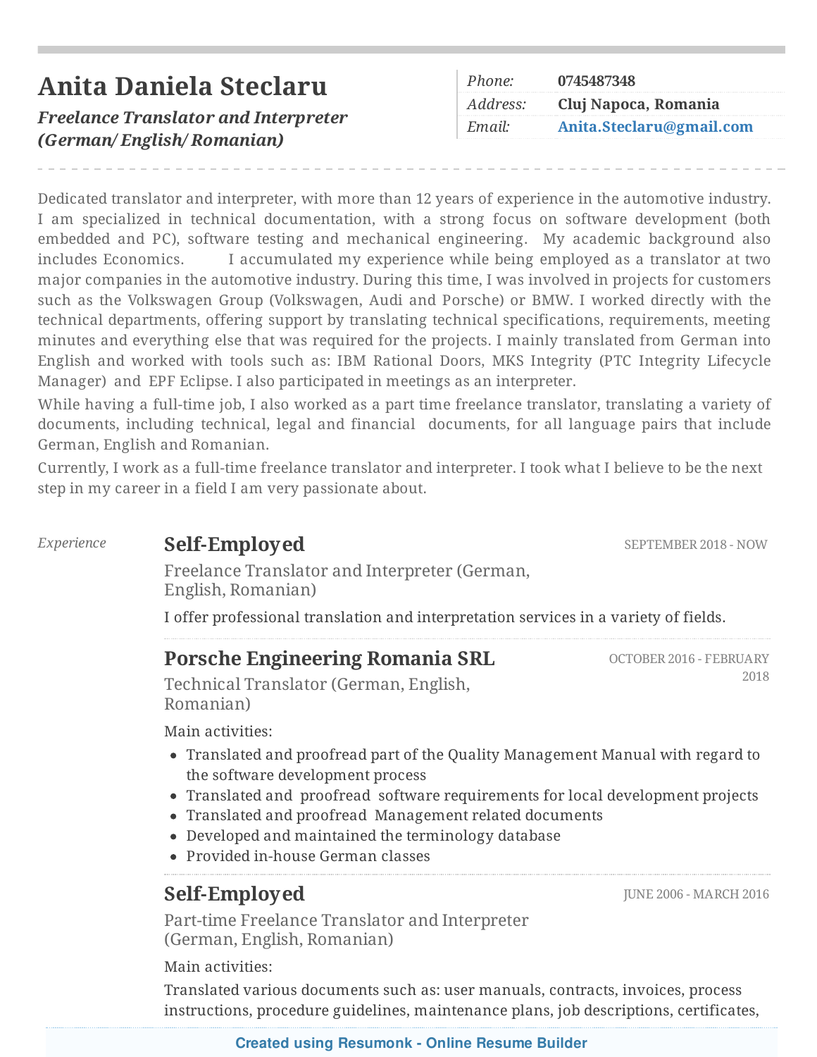# Anita Daniela Steclaru

***Freelance Translator and Interpreter (German/ English/ Romanian)***

| | |
|---|---|
| *Phone:* | **0745487348** |
| *Address:* | **Cluj Napoca, Romania** |
| *Email:* | **Anita.Steclaru@gmail.com** |

Dedicated translator and interpreter, with more than 12 years of experience in the automotive industry. I am specialized in technical documentation, with a strong focus on software development (both embedded and PC), software testing and mechanical engineering. My academic background also includes Economics. I accumulated my experience while being employed as a translator at two major companies in the automotive industry. During this time, I was involved in projects for customers such as the Volkswagen Group (Volkswagen, Audi and Porsche) or BMW. I worked directly with the technical departments, offering support by translating technical specifications, requirements, meeting minutes and everything else that was required for the projects. I mainly translated from German into English and worked with tools such as: IBM Rational Doors, MKS Integrity (PTC Integrity Lifecycle Manager) and EPF Eclipse. I also participated in meetings as an interpreter.

While having a full-time job, I also worked as a part time freelance translator, translating a variety of documents, including technical, legal and financial documents, for all language pairs that include German, English and Romanian.

Currently, I work as a full-time freelance translator and interpreter. I took what I believe to be the next step in my career in a field I am very passionate about.

## *Experience*

### Self-Employed
SEPTEMBER 2018 - NOW

Freelance Translator and Interpreter (German, English, Romanian)

I offer professional translation and interpretation services in a variety of fields.

### Porsche Engineering Romania SRL
OCTOBER 2016 - FEBRUARY 2018

Technical Translator (German, English, Romanian)

Main activities:

- Translated and proofread part of the Quality Management Manual with regard to the software development process
- Translated and proofread software requirements for local development projects
- Translated and proofread Management related documents
- Developed and maintained the terminology database
- Provided in-house German classes

### Self-Employed
JUNE 2006 - MARCH 2016

Part-time Freelance Translator and Interpreter (German, English, Romanian)

Main activities:

Translated various documents such as: user manuals, contracts, invoices, process instructions, procedure guidelines, maintenance plans, job descriptions, certificates,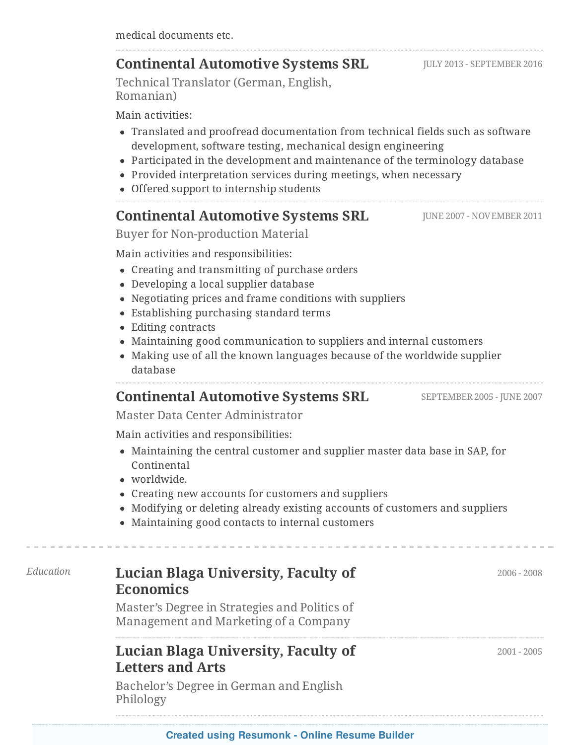medical documents etc.

### Continental Automotive Systems SRL

JULY 2013 - SEPTEMBER 2016

Technical Translator (German, English, Romanian)

Main activities:

- Translated and proofread documentation from technical fields such as software development, software testing, mechanical design engineering
- Participated in the development and maintenance of the terminology database
- Provided interpretation services during meetings, when necessary
- Offered support to internship students

### Continental Automotive Systems SRL

JUNE 2007 - NOVEMBER 2011

Buyer for Non-production Material

Main activities and responsibilities:

- Creating and transmitting of purchase orders
- Developing a local supplier database
- Negotiating prices and frame conditions with suppliers
- Establishing purchasing standard terms
- Editing contracts
- Maintaining good communication to suppliers and internal customers
- Making use of all the known languages because of the worldwide supplier database

### Continental Automotive Systems SRL

SEPTEMBER 2005 - JUNE 2007

Master Data Center Administrator

Main activities and responsibilities:

- Maintaining the central customer and supplier master data base in SAP, for Continental
- worldwide.
- Creating new accounts for customers and suppliers
- Modifying or deleting already existing accounts of customers and suppliers
- Maintaining good contacts to internal customers

## Education

### Lucian Blaga University, Faculty of Economics

2006 - 2008

Master's Degree in Strategies and Politics of Management and Marketing of a Company

### Lucian Blaga University, Faculty of Letters and Arts

2001 - 2005

Bachelor's Degree in German and English Philology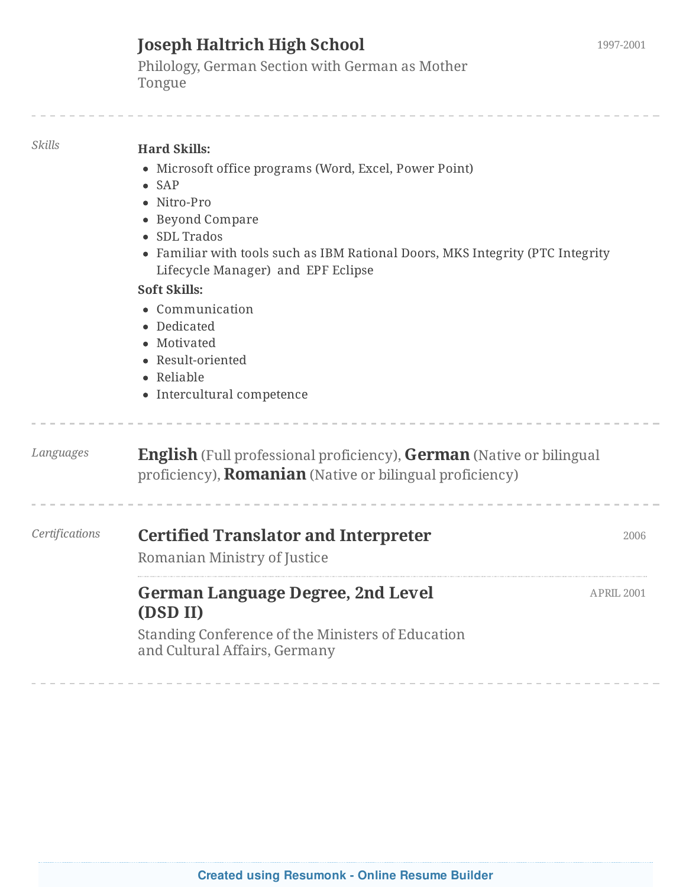### Joseph Haltrich High School

1997-2001

Philology, German Section with German as Mother Tongue

---

*Skills*

**Hard Skills:**

- Microsoft office programs (Word, Excel, Power Point)
- SAP
- Nitro-Pro
- Beyond Compare
- SDL Trados
- Familiar with tools such as IBM Rational Doors, MKS Integrity (PTC Integrity Lifecycle Manager) and EPF Eclipse

**Soft Skills:**

- Communication
- Dedicated
- Motivated
- Result-oriented
- Reliable
- Intercultural competence

---

*Languages*

**English** (Full professional proficiency), **German** (Native or bilingual proficiency), **Romanian** (Native or bilingual proficiency)

---

*Certifications*

### Certified Translator and Interpreter

2006

Romanian Ministry of Justice

### German Language Degree, 2nd Level (DSD II)

APRIL 2001

Standing Conference of the Ministers of Education and Cultural Affairs, Germany